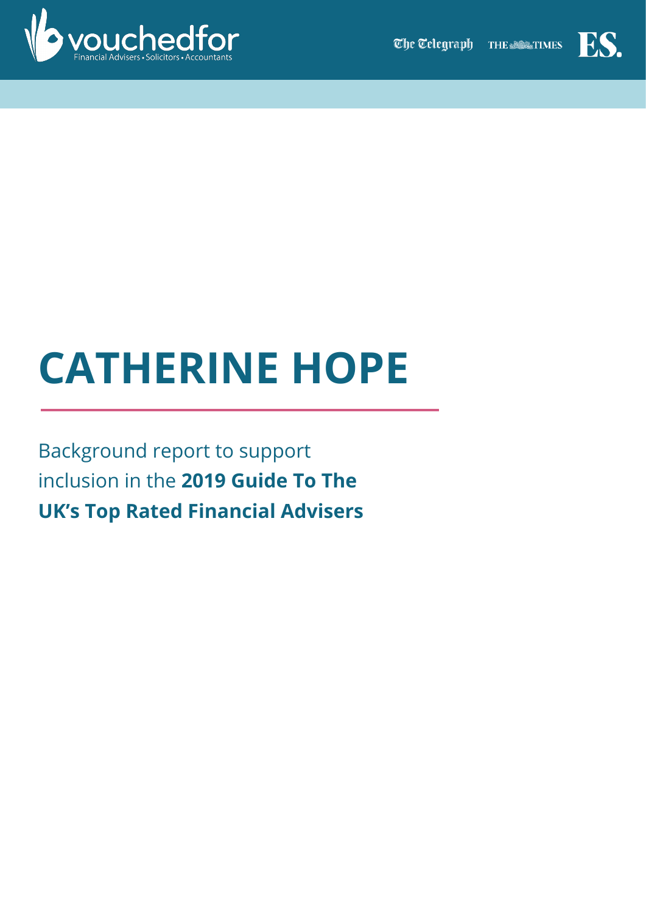vouchedfor
Financial Advisers • Solicitors • Accountants

The Telegraph THE TIMES ES.

# CATHERINE HOPE

Background report to support inclusion in the **2019 Guide To The UK's Top Rated Financial Advisers**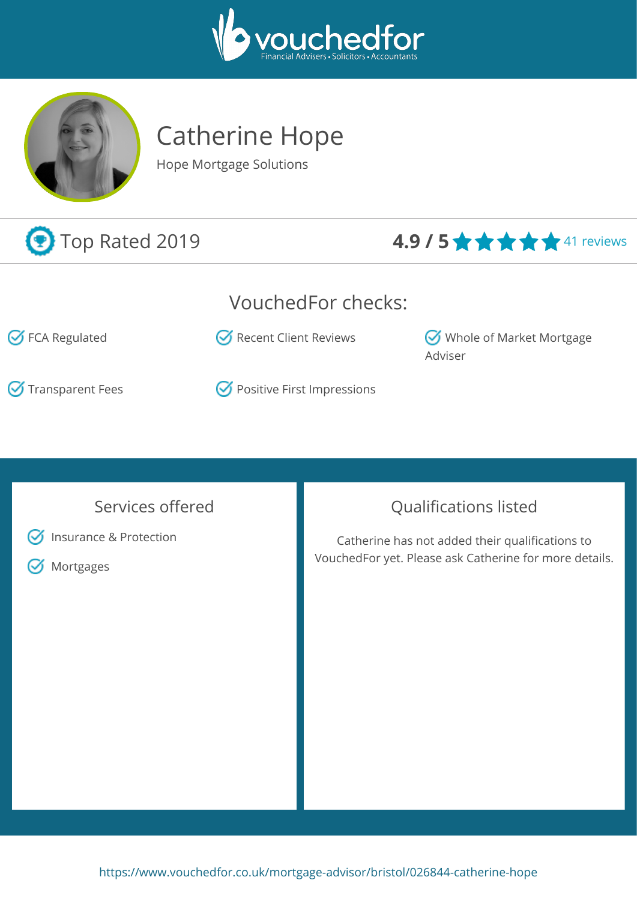vouchedfor
Financial Advisers • Solicitors • Accountants

# Catherine Hope

Hope Mortgage Solutions

Top Rated 2019

**4.9 / 5** ★★★★★ 41 reviews

## VouchedFor checks:

- FCA Regulated
- Recent Client Reviews
- Whole of Market Mortgage Adviser
- Transparent Fees
- Positive First Impressions

## Services offered

- Insurance & Protection
- Mortgages

## Qualifications listed

Catherine has not added their qualifications to VouchedFor yet. Please ask Catherine for more details.

https://www.vouchedfor.co.uk/mortgage-advisor/bristol/026844-catherine-hope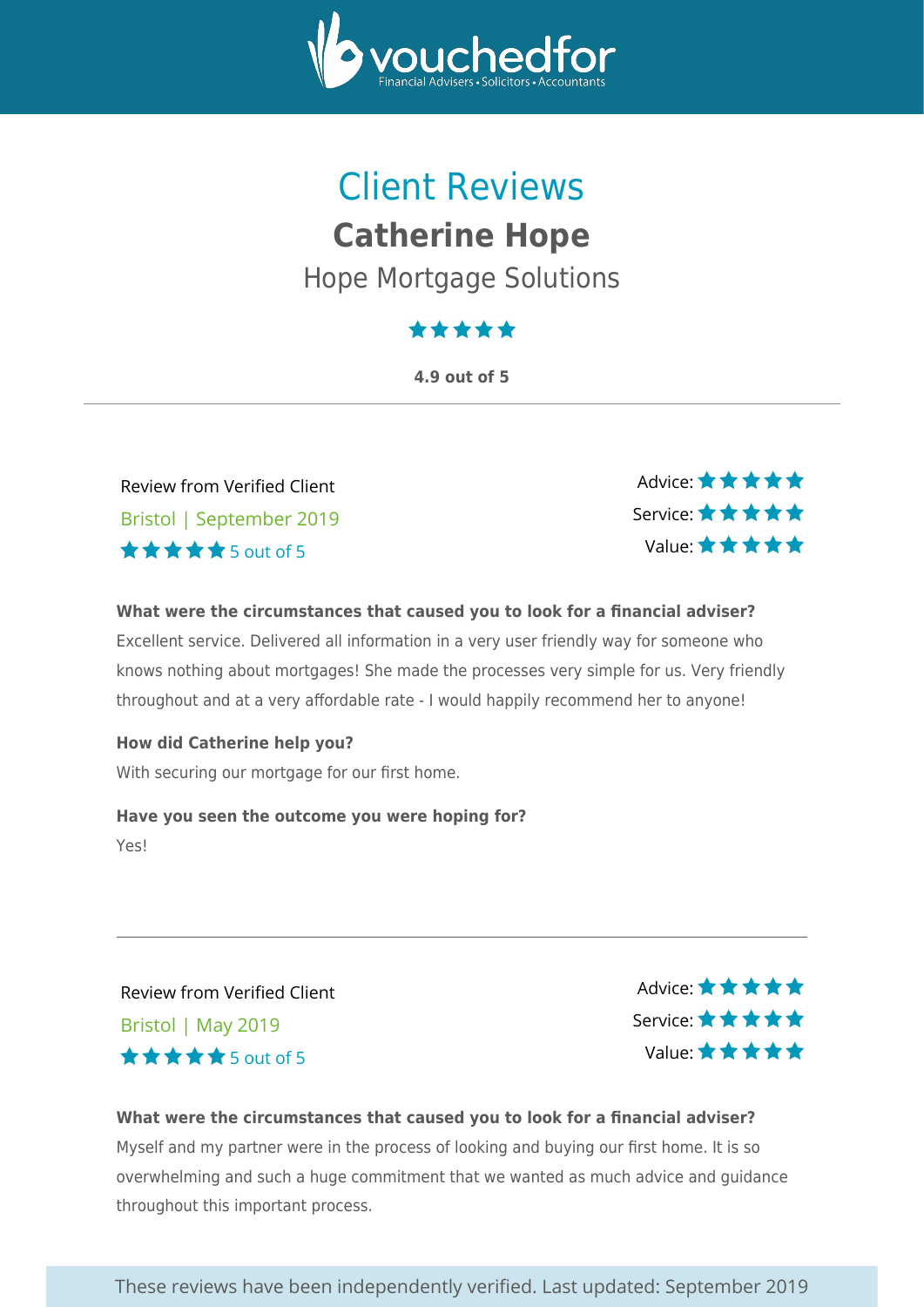vouchedfor
Financial Advisers • Solicitors • Accountants

# Client Reviews

## Catherine Hope

### Hope Mortgage Solutions

★★★★★

**4.9 out of 5**

---

Review from Verified Client

Bristol | September 2019

★★★★★ 5 out of 5

Advice: ★★★★★
Service: ★★★★★
Value: ★★★★★

**What were the circumstances that caused you to look for a financial adviser?**

Excellent service. Delivered all information in a very user friendly way for someone who knows nothing about mortgages! She made the processes very simple for us. Very friendly throughout and at a very affordable rate - I would happily recommend her to anyone!

**How did Catherine help you?**

With securing our mortgage for our first home.

**Have you seen the outcome you were hoping for?**

Yes!

---

Review from Verified Client

Bristol | May 2019

★★★★★ 5 out of 5

Advice: ★★★★★
Service: ★★★★★
Value: ★★★★★

**What were the circumstances that caused you to look for a financial adviser?**

Myself and my partner were in the process of looking and buying our first home. It is so overwhelming and such a huge commitment that we wanted as much advice and guidance throughout this important process.

These reviews have been independently verified. Last updated: September 2019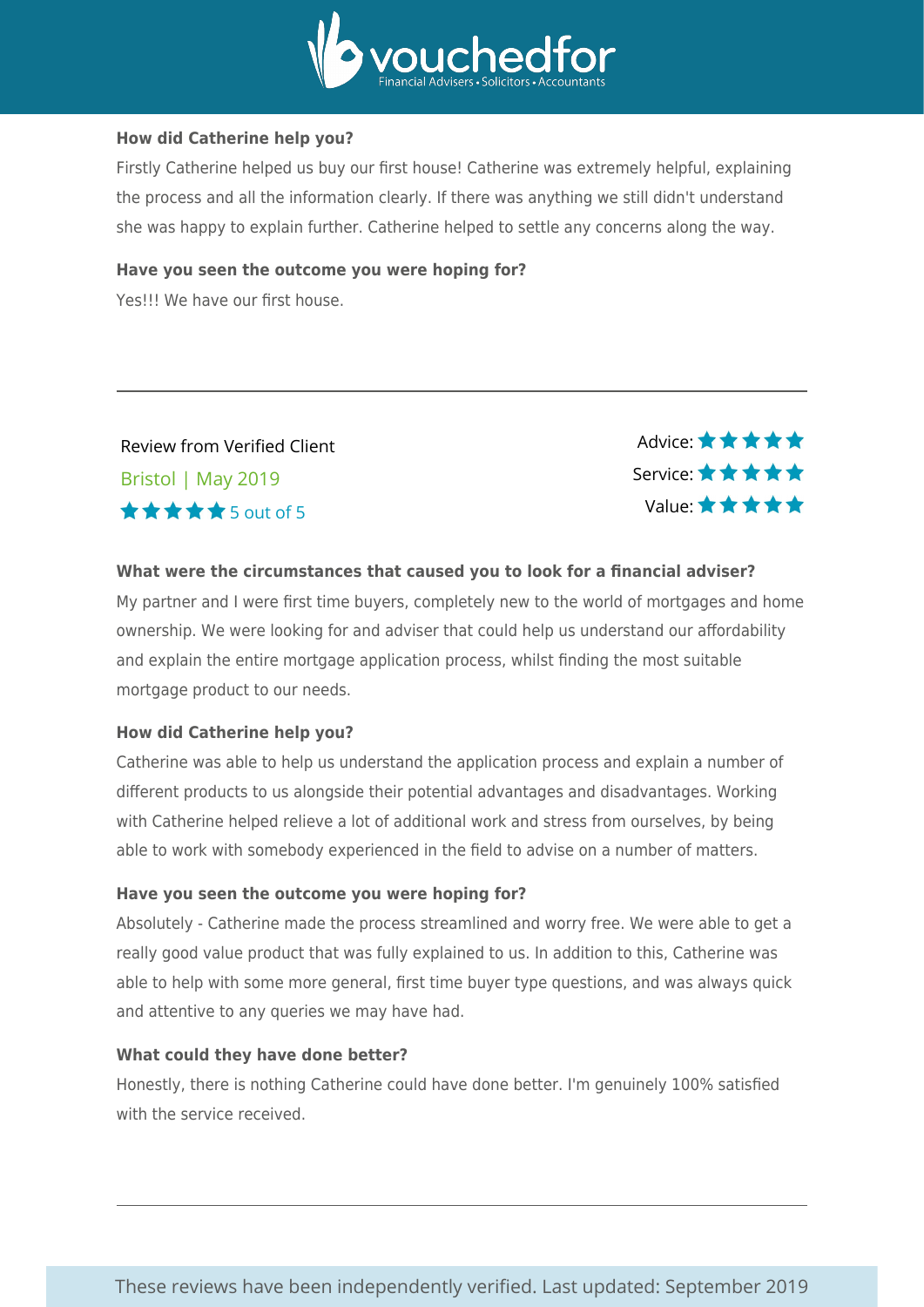**How did Catherine help you?**

Firstly Catherine helped us buy our first house! Catherine was extremely helpful, explaining the process and all the information clearly. If there was anything we still didn't understand she was happy to explain further. Catherine helped to settle any concerns along the way.

**Have you seen the outcome you were hoping for?**

Yes!!! We have our first house.

---

Review from Verified Client

Bristol | May 2019

★★★★★ 5 out of 5

Advice: ★★★★★

Service: ★★★★★

Value: ★★★★★

**What were the circumstances that caused you to look for a financial adviser?**

My partner and I were first time buyers, completely new to the world of mortgages and home ownership. We were looking for and adviser that could help us understand our affordability and explain the entire mortgage application process, whilst finding the most suitable mortgage product to our needs.

**How did Catherine help you?**

Catherine was able to help us understand the application process and explain a number of different products to us alongside their potential advantages and disadvantages. Working with Catherine helped relieve a lot of additional work and stress from ourselves, by being able to work with somebody experienced in the field to advise on a number of matters.

**Have you seen the outcome you were hoping for?**

Absolutely - Catherine made the process streamlined and worry free. We were able to get a really good value product that was fully explained to us. In addition to this, Catherine was able to help with some more general, first time buyer type questions, and was always quick and attentive to any queries we may have had.

**What could they have done better?**

Honestly, there is nothing Catherine could have done better. I'm genuinely 100% satisfied with the service received.

---

These reviews have been independently verified. Last updated: September 2019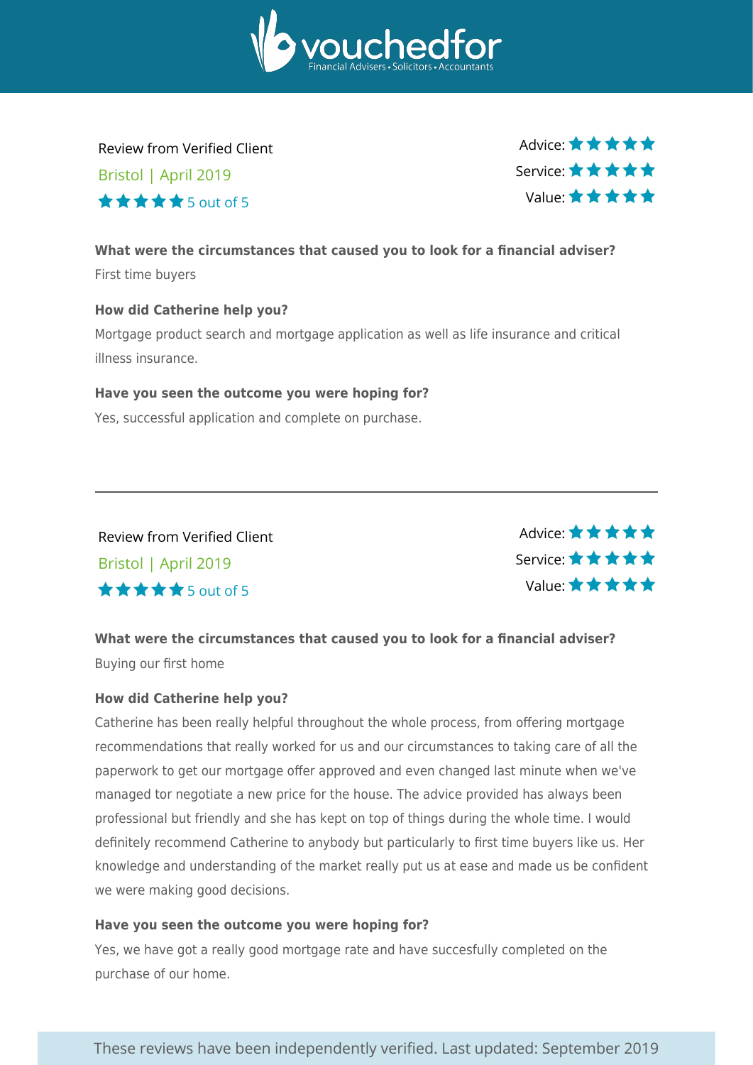Review from Verified Client

Bristol | April 2019

★★★★★ 5 out of 5

Advice: ★★★★★
Service: ★★★★★
Value: ★★★★★

**What were the circumstances that caused you to look for a financial adviser?**

First time buyers

**How did Catherine help you?**

Mortgage product search and mortgage application as well as life insurance and critical illness insurance.

**Have you seen the outcome you were hoping for?**

Yes, successful application and complete on purchase.

---

Review from Verified Client

Bristol | April 2019

★★★★★ 5 out of 5

Advice: ★★★★★
Service: ★★★★★
Value: ★★★★★

**What were the circumstances that caused you to look for a financial adviser?**

Buying our first home

**How did Catherine help you?**

Catherine has been really helpful throughout the whole process, from offering mortgage recommendations that really worked for us and our circumstances to taking care of all the paperwork to get our mortgage offer approved and even changed last minute when we've managed tor negotiate a new price for the house. The advice provided has always been professional but friendly and she has kept on top of things during the whole time. I would definitely recommend Catherine to anybody but particularly to first time buyers like us. Her knowledge and understanding of the market really put us at ease and made us be confident we were making good decisions.

**Have you seen the outcome you were hoping for?**

Yes, we have got a really good mortgage rate and have succesfully completed on the purchase of our home.

These reviews have been independently verified. Last updated: September 2019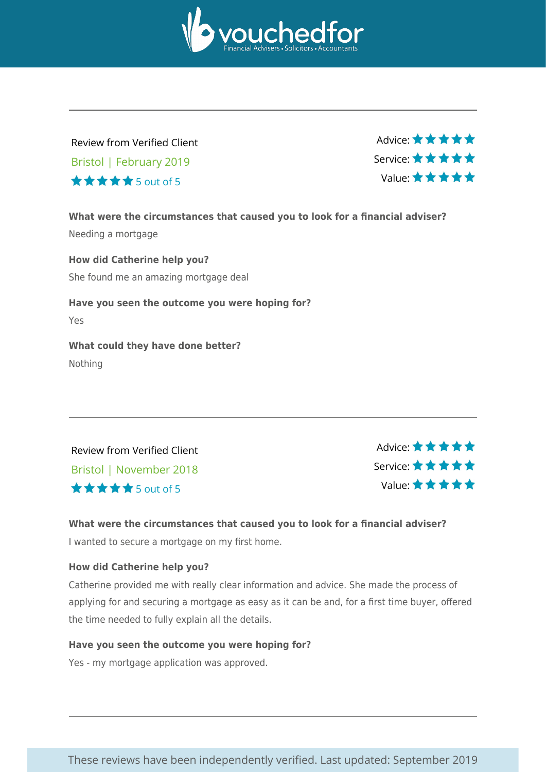---

Review from Verified Client

Bristol | February 2019

★★★★★ 5 out of 5

Advice: ★★★★★
Service: ★★★★★
Value: ★★★★★

**What were the circumstances that caused you to look for a financial adviser?**

Needing a mortgage

**How did Catherine help you?**

She found me an amazing mortgage deal

**Have you seen the outcome you were hoping for?**

Yes

**What could they have done better?**

Nothing

---

Review from Verified Client

Bristol | November 2018

★★★★★ 5 out of 5

Advice: ★★★★★
Service: ★★★★★
Value: ★★★★★

**What were the circumstances that caused you to look for a financial adviser?**

I wanted to secure a mortgage on my first home.

**How did Catherine help you?**

Catherine provided me with really clear information and advice. She made the process of applying for and securing a mortgage as easy as it can be and, for a first time buyer, offered the time needed to fully explain all the details.

**Have you seen the outcome you were hoping for?**

Yes - my mortgage application was approved.

---

These reviews have been independently verified. Last updated: September 2019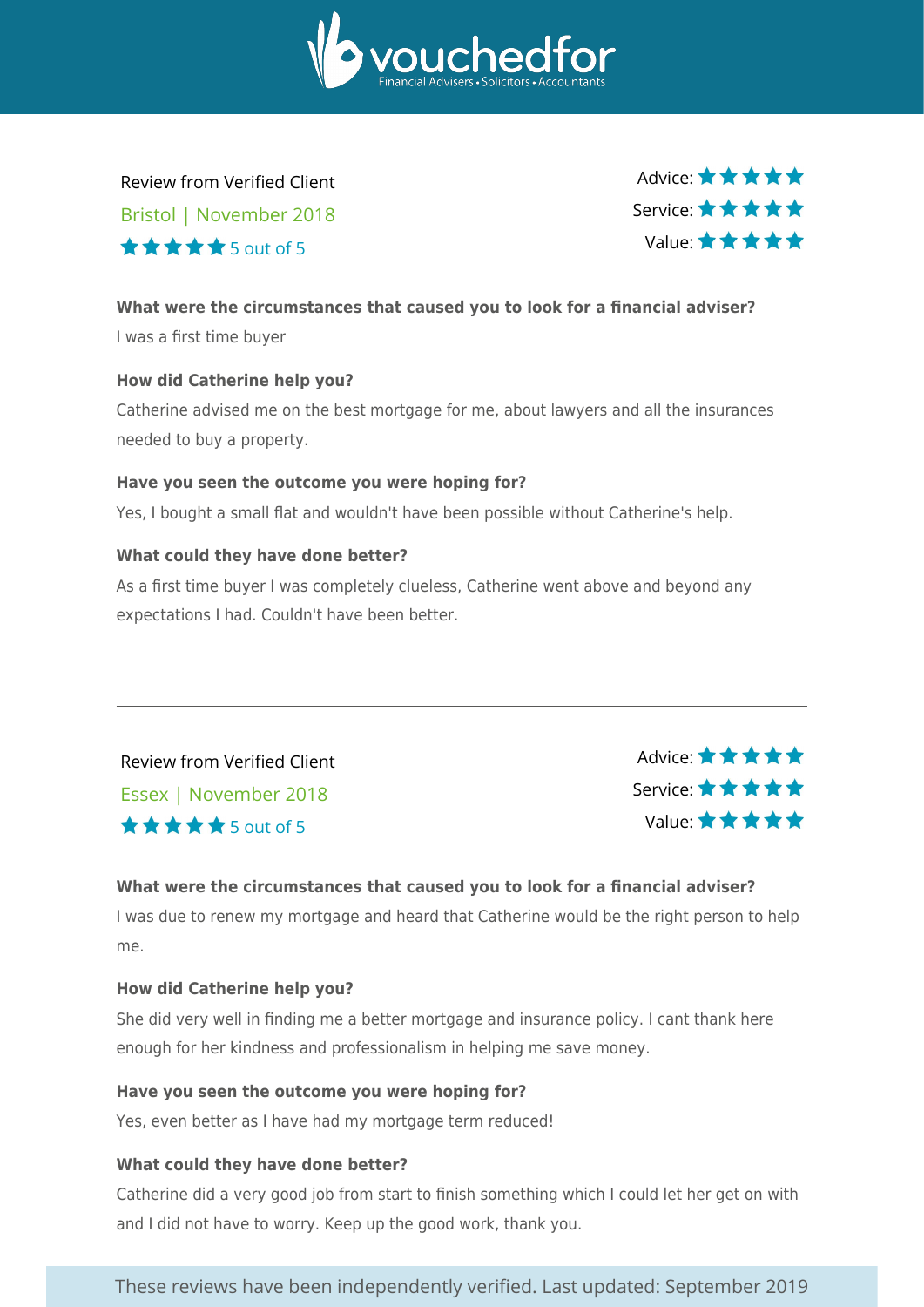vouchedfor
Financial Advisers • Solicitors • Accountants

Review from Verified Client

Bristol | November 2018

★★★★★ 5 out of 5

Advice: ★★★★★
Service: ★★★★★
Value: ★★★★★

**What were the circumstances that caused you to look for a financial adviser?**

I was a first time buyer

**How did Catherine help you?**

Catherine advised me on the best mortgage for me, about lawyers and all the insurances needed to buy a property.

**Have you seen the outcome you were hoping for?**

Yes, I bought a small flat and wouldn't have been possible without Catherine's help.

**What could they have done better?**

As a first time buyer I was completely clueless, Catherine went above and beyond any expectations I had. Couldn't have been better.

---

Review from Verified Client

Essex | November 2018

★★★★★ 5 out of 5

Advice: ★★★★★
Service: ★★★★★
Value: ★★★★★

**What were the circumstances that caused you to look for a financial adviser?**

I was due to renew my mortgage and heard that Catherine would be the right person to help me.

**How did Catherine help you?**

She did very well in finding me a better mortgage and insurance policy. I cant thank here enough for her kindness and professionalism in helping me save money.

**Have you seen the outcome you were hoping for?**

Yes, even better as I have had my mortgage term reduced!

**What could they have done better?**

Catherine did a very good job from start to finish something which I could let her get on with and I did not have to worry. Keep up the good work, thank you.

These reviews have been independently verified. Last updated: September 2019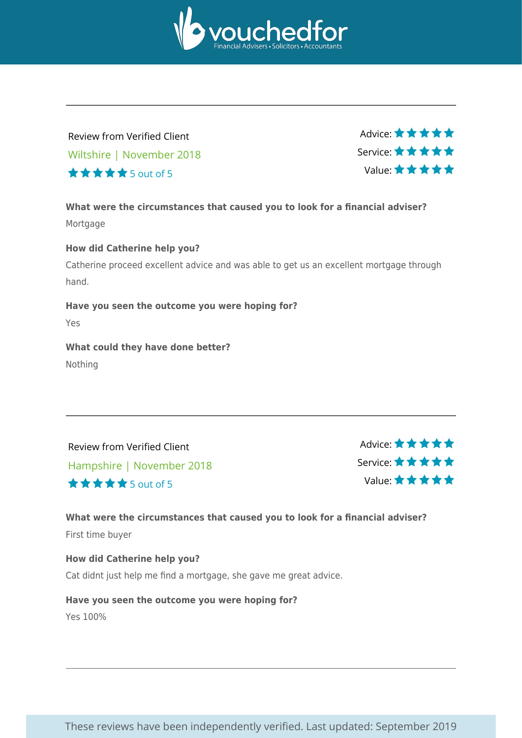vouchedfor
Financial Advisers • Solicitors • Accountants

---

Review from Verified Client

Wiltshire | November 2018

★★★★★ 5 out of 5

Advice: ★★★★★
Service: ★★★★★
Value: ★★★★★

**What were the circumstances that caused you to look for a financial adviser?**

Mortgage

**How did Catherine help you?**

Catherine proceed excellent advice and was able to get us an excellent mortgage through hand.

**Have you seen the outcome you were hoping for?**

Yes

**What could they have done better?**

Nothing

---

Review from Verified Client

Hampshire | November 2018

★★★★★ 5 out of 5

Advice: ★★★★★
Service: ★★★★★
Value: ★★★★★

**What were the circumstances that caused you to look for a financial adviser?**

First time buyer

**How did Catherine help you?**

Cat didnt just help me find a mortgage, she gave me great advice.

**Have you seen the outcome you were hoping for?**

Yes 100%

---

These reviews have been independently verified. Last updated: September 2019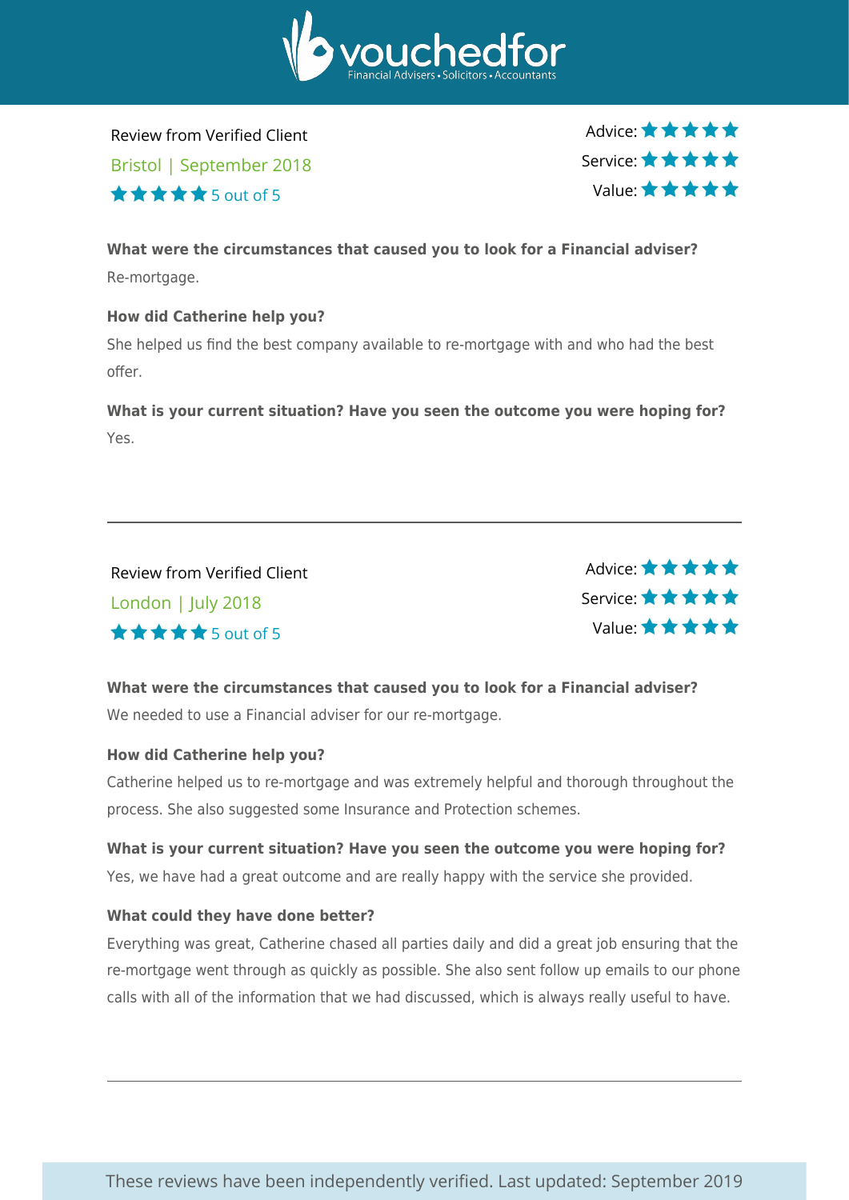Review from Verified Client

Bristol | September 2018

★★★★★ 5 out of 5

Advice: ★★★★★
Service: ★★★★★
Value: ★★★★★

**What were the circumstances that caused you to look for a Financial adviser?**

Re-mortgage.

**How did Catherine help you?**

She helped us find the best company available to re-mortgage with and who had the best offer.

**What is your current situation? Have you seen the outcome you were hoping for?**

Yes.

---

Review from Verified Client

London | July 2018

★★★★★ 5 out of 5

Advice: ★★★★★
Service: ★★★★★
Value: ★★★★★

**What were the circumstances that caused you to look for a Financial adviser?**

We needed to use a Financial adviser for our re-mortgage.

**How did Catherine help you?**

Catherine helped us to re-mortgage and was extremely helpful and thorough throughout the process. She also suggested some Insurance and Protection schemes.

**What is your current situation? Have you seen the outcome you were hoping for?**

Yes, we have had a great outcome and are really happy with the service she provided.

**What could they have done better?**

Everything was great, Catherine chased all parties daily and did a great job ensuring that the re-mortgage went through as quickly as possible. She also sent follow up emails to our phone calls with all of the information that we had discussed, which is always really useful to have.

---

These reviews have been independently verified. Last updated: September 2019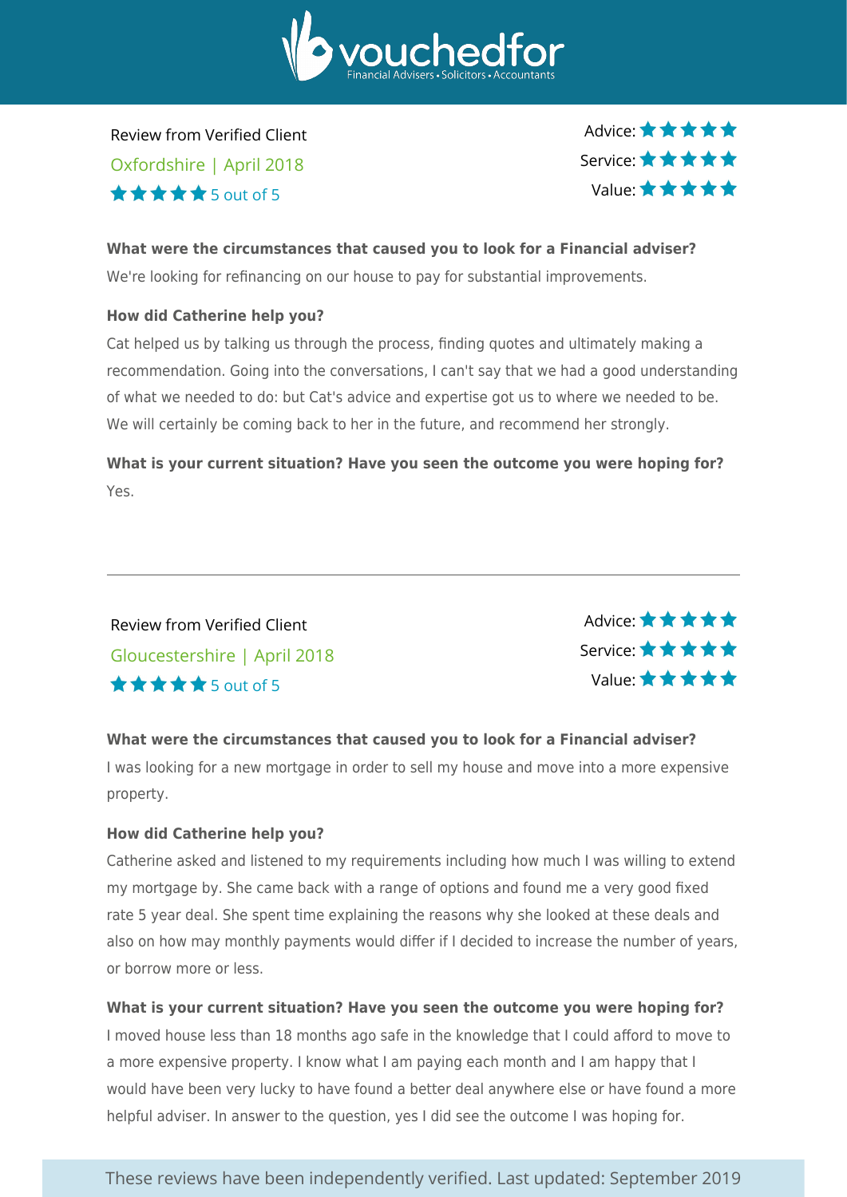Review from Verified Client

Oxfordshire | April 2018

★★★★★ 5 out of 5

Advice: ★★★★★
Service: ★★★★★
Value: ★★★★★

**What were the circumstances that caused you to look for a Financial adviser?**

We're looking for refinancing on our house to pay for substantial improvements.

**How did Catherine help you?**

Cat helped us by talking us through the process, finding quotes and ultimately making a recommendation. Going into the conversations, I can't say that we had a good understanding of what we needed to do: but Cat's advice and expertise got us to where we needed to be. We will certainly be coming back to her in the future, and recommend her strongly.

**What is your current situation? Have you seen the outcome you were hoping for?**

Yes.

---

Review from Verified Client

Gloucestershire | April 2018

★★★★★ 5 out of 5

Advice: ★★★★★
Service: ★★★★★
Value: ★★★★★

**What were the circumstances that caused you to look for a Financial adviser?**

I was looking for a new mortgage in order to sell my house and move into a more expensive property.

**How did Catherine help you?**

Catherine asked and listened to my requirements including how much I was willing to extend my mortgage by. She came back with a range of options and found me a very good fixed rate 5 year deal. She spent time explaining the reasons why she looked at these deals and also on how may monthly payments would differ if I decided to increase the number of years, or borrow more or less.

**What is your current situation? Have you seen the outcome you were hoping for?**

I moved house less than 18 months ago safe in the knowledge that I could afford to move to a more expensive property. I know what I am paying each month and I am happy that I would have been very lucky to have found a better deal anywhere else or have found a more helpful adviser. In answer to the question, yes I did see the outcome I was hoping for.

These reviews have been independently verified. Last updated: September 2019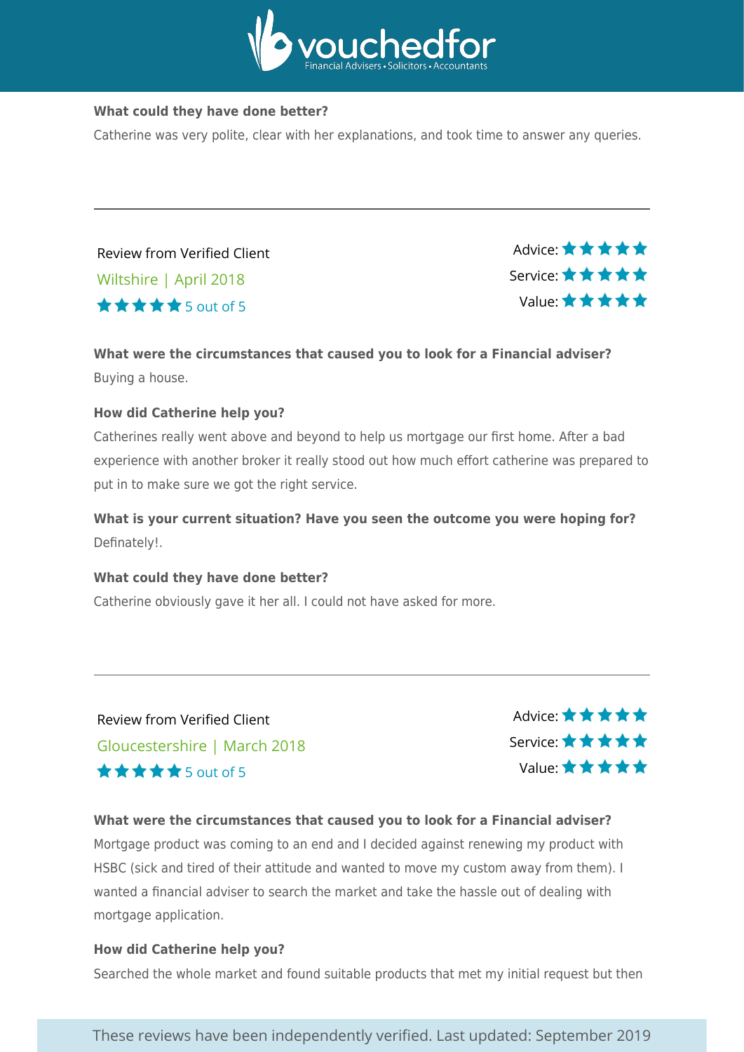**What could they have done better?**

Catherine was very polite, clear with her explanations, and took time to answer any queries.

---

Review from Verified Client

Wiltshire | April 2018

★★★★★ 5 out of 5

Advice: ★★★★★
Service: ★★★★★
Value: ★★★★★

**What were the circumstances that caused you to look for a Financial adviser?**

Buying a house.

**How did Catherine help you?**

Catherines really went above and beyond to help us mortgage our first home. After a bad experience with another broker it really stood out how much effort catherine was prepared to put in to make sure we got the right service.

**What is your current situation? Have you seen the outcome you were hoping for?**

Definately!.

**What could they have done better?**

Catherine obviously gave it her all. I could not have asked for more.

---

Review from Verified Client

Gloucestershire | March 2018

★★★★★ 5 out of 5

Advice: ★★★★★
Service: ★★★★★
Value: ★★★★★

**What were the circumstances that caused you to look for a Financial adviser?**

Mortgage product was coming to an end and I decided against renewing my product with HSBC (sick and tired of their attitude and wanted to move my custom away from them). I wanted a financial adviser to search the market and take the hassle out of dealing with mortgage application.

**How did Catherine help you?**

Searched the whole market and found suitable products that met my initial request but then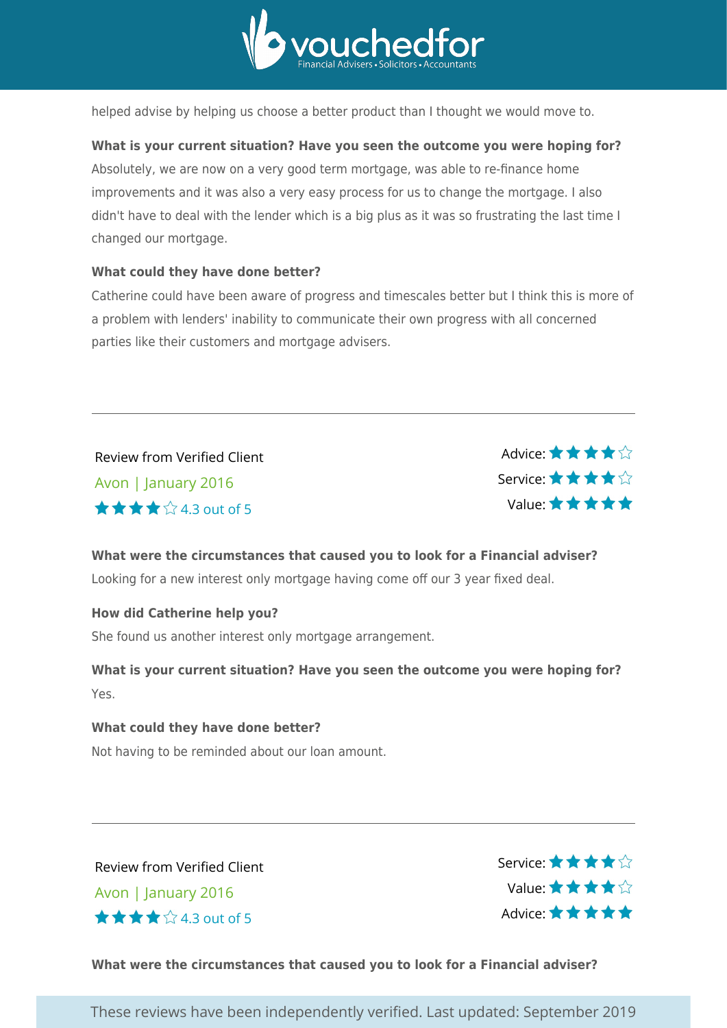helped advise by helping us choose a better product than I thought we would move to.

**What is your current situation? Have you seen the outcome you were hoping for?**
Absolutely, we are now on a very good term mortgage, was able to re-finance home improvements and it was also a very easy process for us to change the mortgage. I also didn't have to deal with the lender which is a big plus as it was so frustrating the last time I changed our mortgage.

**What could they have done better?**
Catherine could have been aware of progress and timescales better but I think this is more of a problem with lenders' inability to communicate their own progress with all concerned parties like their customers and mortgage advisers.

---

Review from Verified Client
Avon | January 2016
★★★★☆ 4.3 out of 5

Advice: ★★★★☆
Service: ★★★★☆
Value: ★★★★★

**What were the circumstances that caused you to look for a Financial adviser?**
Looking for a new interest only mortgage having come off our 3 year fixed deal.

**How did Catherine help you?**
She found us another interest only mortgage arrangement.

**What is your current situation? Have you seen the outcome you were hoping for?**
Yes.

**What could they have done better?**
Not having to be reminded about our loan amount.

---

Review from Verified Client
Avon | January 2016
★★★★☆ 4.3 out of 5

Service: ★★★★☆
Value: ★★★★☆
Advice: ★★★★★

**What were the circumstances that caused you to look for a Financial adviser?**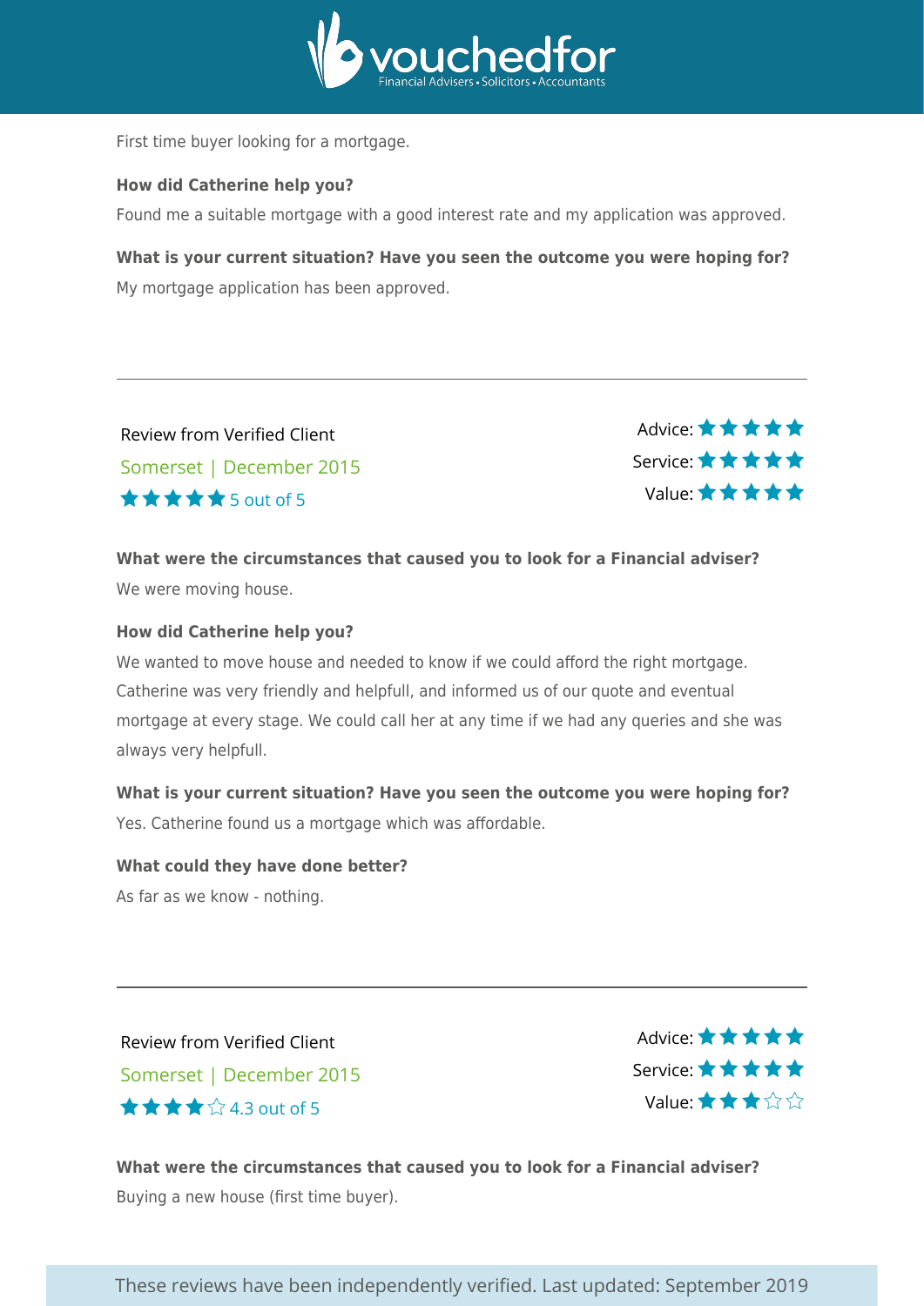First time buyer looking for a mortgage.

**How did Catherine help you?**

Found me a suitable mortgage with a good interest rate and my application was approved.

**What is your current situation? Have you seen the outcome you were hoping for?**

My mortgage application has been approved.

---

Review from Verified Client

Somerset | December 2015

★★★★★ 5 out of 5

Advice: ★★★★★
Service: ★★★★★
Value: ★★★★★

**What were the circumstances that caused you to look for a Financial adviser?**

We were moving house.

**How did Catherine help you?**

We wanted to move house and needed to know if we could afford the right mortgage. Catherine was very friendly and helpfull, and informed us of our quote and eventual mortgage at every stage. We could call her at any time if we had any queries and she was always very helpfull.

**What is your current situation? Have you seen the outcome you were hoping for?**

Yes. Catherine found us a mortgage which was affordable.

**What could they have done better?**

As far as we know - nothing.

---

Review from Verified Client

Somerset | December 2015

★★★★☆ 4.3 out of 5

Advice: ★★★★★
Service: ★★★★★
Value: ★★★☆☆

**What were the circumstances that caused you to look for a Financial adviser?**

Buying a new house (first time buyer).

These reviews have been independently verified. Last updated: September 2019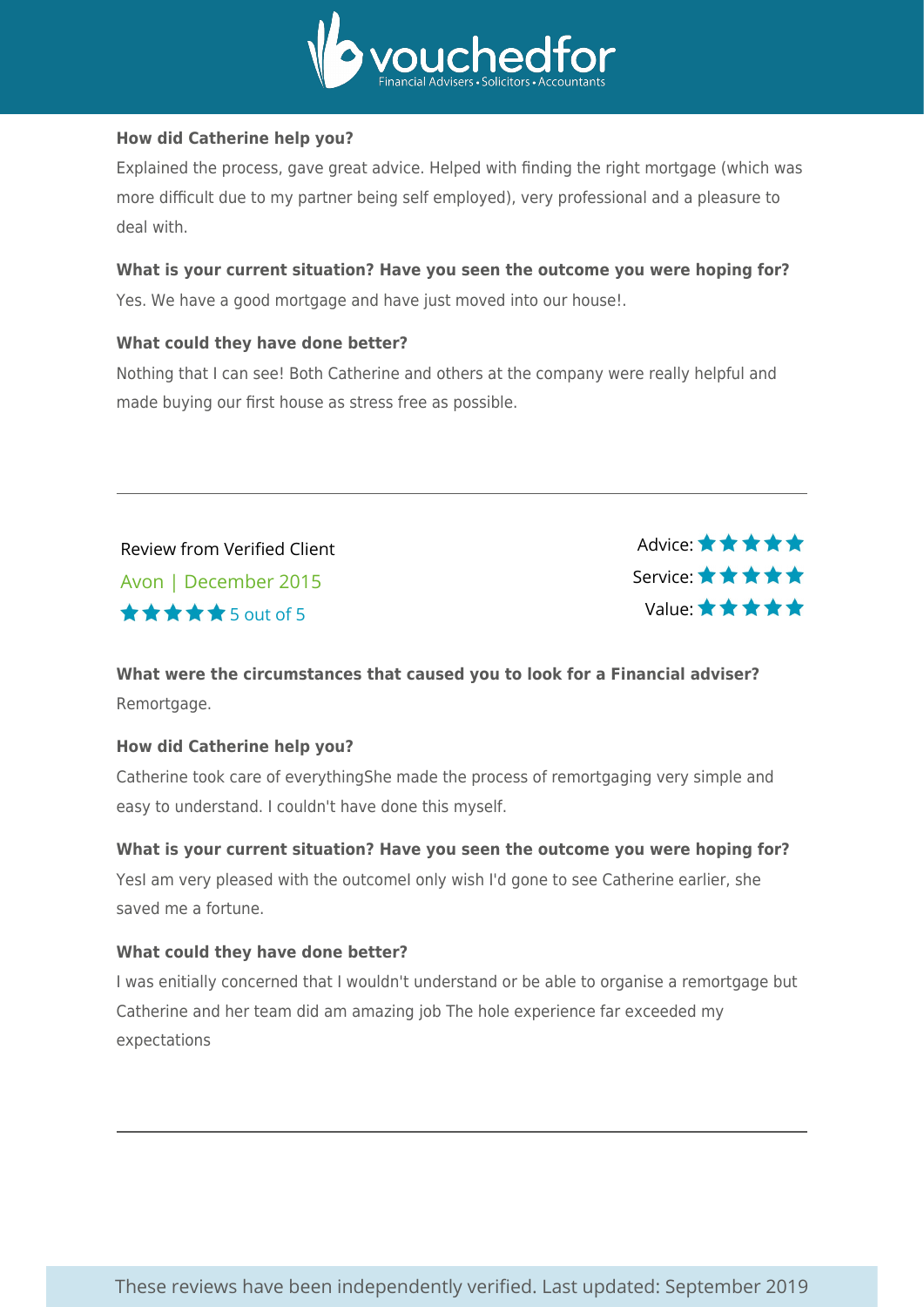**How did Catherine help you?**

Explained the process, gave great advice. Helped with finding the right mortgage (which was more difficult due to my partner being self employed), very professional and a pleasure to deal with.

**What is your current situation? Have you seen the outcome you were hoping for?**

Yes. We have a good mortgage and have just moved into our house!.

**What could they have done better?**

Nothing that I can see! Both Catherine and others at the company were really helpful and made buying our first house as stress free as possible.

---

Review from Verified Client

Avon | December 2015

★★★★★ 5 out of 5

Advice: ★★★★★

Service: ★★★★★

Value: ★★★★★

**What were the circumstances that caused you to look for a Financial adviser?**

Remortgage.

**How did Catherine help you?**

Catherine took care of everythingShe made the process of remortgaging very simple and easy to understand. I couldn't have done this myself.

**What is your current situation? Have you seen the outcome you were hoping for?**

YesI am very pleased with the outcomeI only wish I'd gone to see Catherine earlier, she saved me a fortune.

**What could they have done better?**

I was enitially concerned that I wouldn't understand or be able to organise a remortgage but Catherine and her team did am amazing job The hole experience far exceeded my expectations

---

These reviews have been independently verified. Last updated: September 2019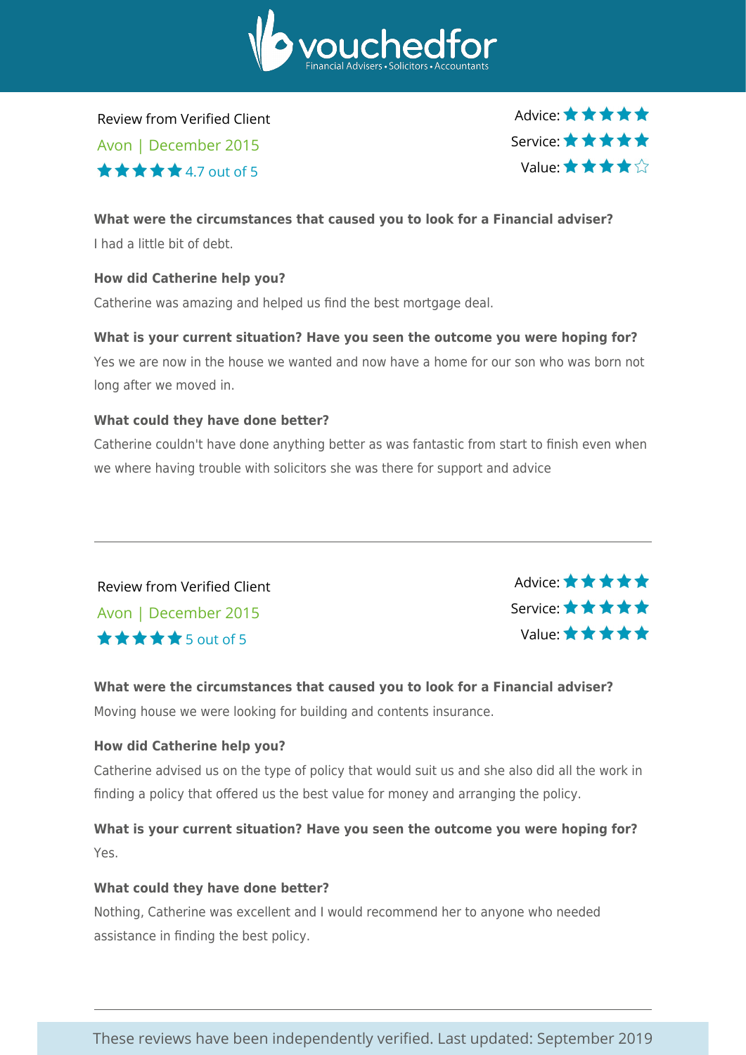vouchedfor
Financial Advisers • Solicitors • Accountants

Review from Verified Client

Avon | December 2015

★★★★★ 4.7 out of 5

Advice: ★★★★★
Service: ★★★★★
Value: ★★★★☆

**What were the circumstances that caused you to look for a Financial adviser?**

I had a little bit of debt.

**How did Catherine help you?**

Catherine was amazing and helped us find the best mortgage deal.

**What is your current situation? Have you seen the outcome you were hoping for?**

Yes we are now in the house we wanted and now have a home for our son who was born not long after we moved in.

**What could they have done better?**

Catherine couldn't have done anything better as was fantastic from start to finish even when we where having trouble with solicitors she was there for support and advice

---

Review from Verified Client

Avon | December 2015

★★★★★ 5 out of 5

Advice: ★★★★★
Service: ★★★★★
Value: ★★★★★

**What were the circumstances that caused you to look for a Financial adviser?**

Moving house we were looking for building and contents insurance.

**How did Catherine help you?**

Catherine advised us on the type of policy that would suit us and she also did all the work in finding a policy that offered us the best value for money and arranging the policy.

**What is your current situation? Have you seen the outcome you were hoping for?**

Yes.

**What could they have done better?**

Nothing, Catherine was excellent and I would recommend her to anyone who needed assistance in finding the best policy.

---

These reviews have been independently verified. Last updated: September 2019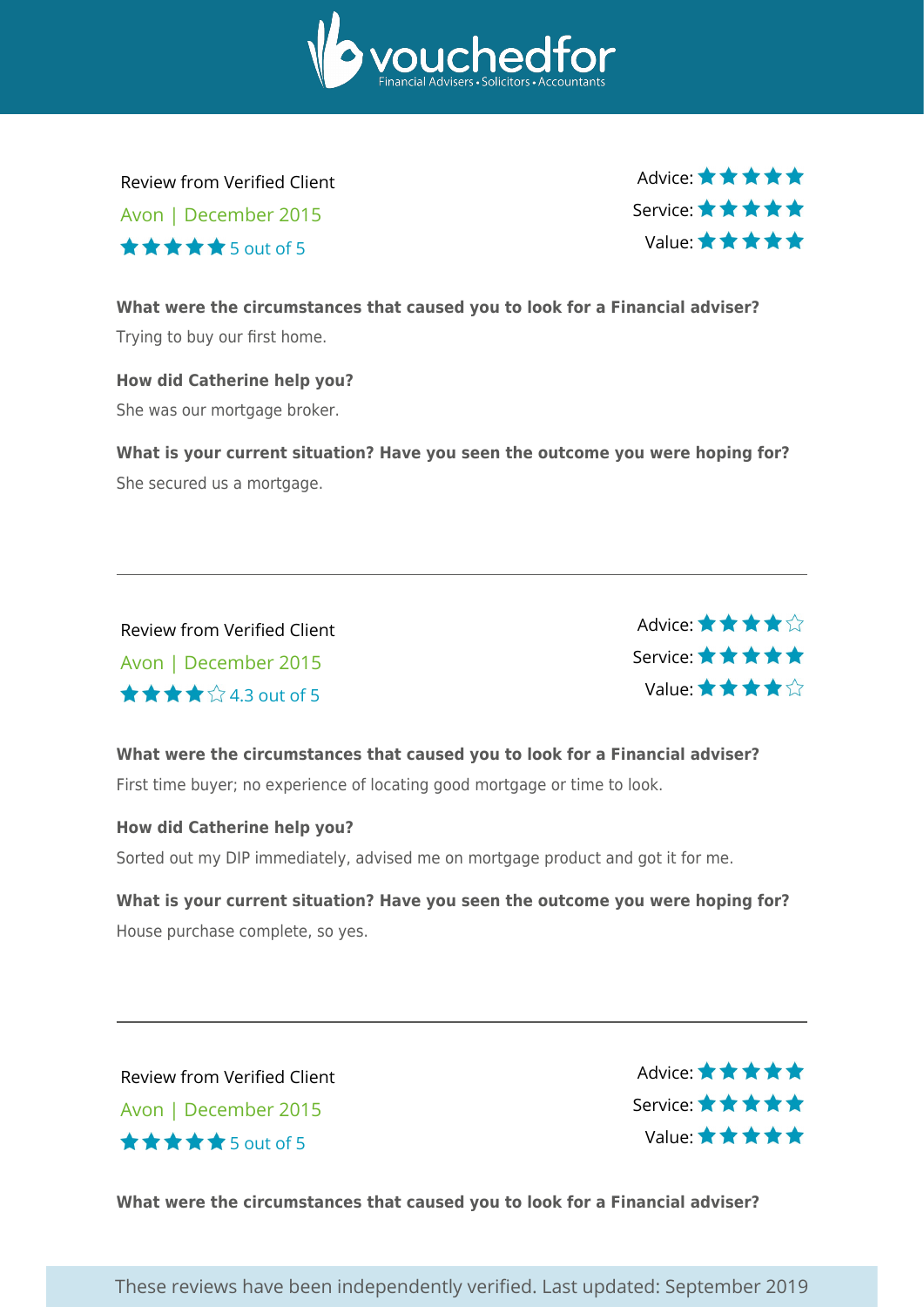Review from Verified Client

Avon | December 2015

★★★★★ 5 out of 5

Advice: ★★★★★
Service: ★★★★★
Value: ★★★★★

**What were the circumstances that caused you to look for a Financial adviser?**

Trying to buy our first home.

**How did Catherine help you?**

She was our mortgage broker.

**What is your current situation? Have you seen the outcome you were hoping for?**

She secured us a mortgage.

---

Review from Verified Client

Avon | December 2015

★★★★☆ 4.3 out of 5

Advice: ★★★★☆
Service: ★★★★★
Value: ★★★★☆

**What were the circumstances that caused you to look for a Financial adviser?**

First time buyer; no experience of locating good mortgage or time to look.

**How did Catherine help you?**

Sorted out my DIP immediately, advised me on mortgage product and got it for me.

**What is your current situation? Have you seen the outcome you were hoping for?**

House purchase complete, so yes.

---

Review from Verified Client

Avon | December 2015

★★★★★ 5 out of 5

Advice: ★★★★★
Service: ★★★★★
Value: ★★★★★

**What were the circumstances that caused you to look for a Financial adviser?**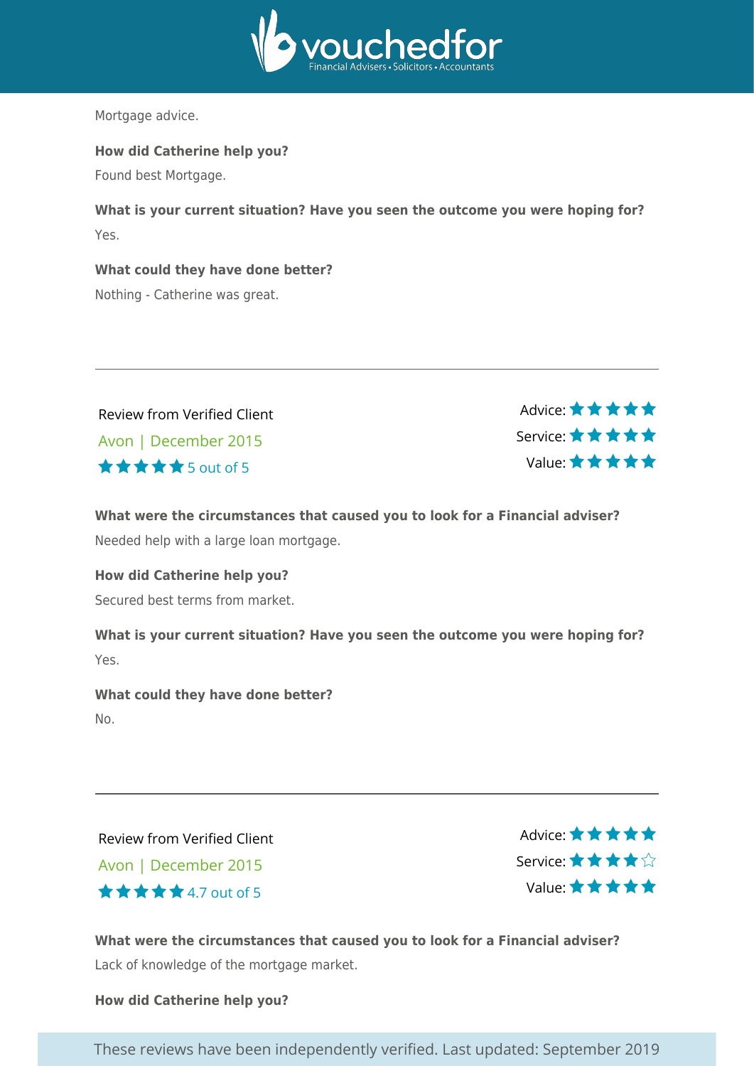Mortgage advice.

**How did Catherine help you?**

Found best Mortgage.

**What is your current situation? Have you seen the outcome you were hoping for?**

Yes.

**What could they have done better?**

Nothing - Catherine was great.

---

Review from Verified Client

Avon | December 2015

★★★★★ 5 out of 5

Advice: ★★★★★
Service: ★★★★★
Value: ★★★★★

**What were the circumstances that caused you to look for a Financial adviser?**

Needed help with a large loan mortgage.

**How did Catherine help you?**

Secured best terms from market.

**What is your current situation? Have you seen the outcome you were hoping for?**

Yes.

**What could they have done better?**

No.

---

Review from Verified Client

Avon | December 2015

★★★★★ 4.7 out of 5

Advice: ★★★★★
Service: ★★★★☆
Value: ★★★★★

**What were the circumstances that caused you to look for a Financial adviser?**

Lack of knowledge of the mortgage market.

**How did Catherine help you?**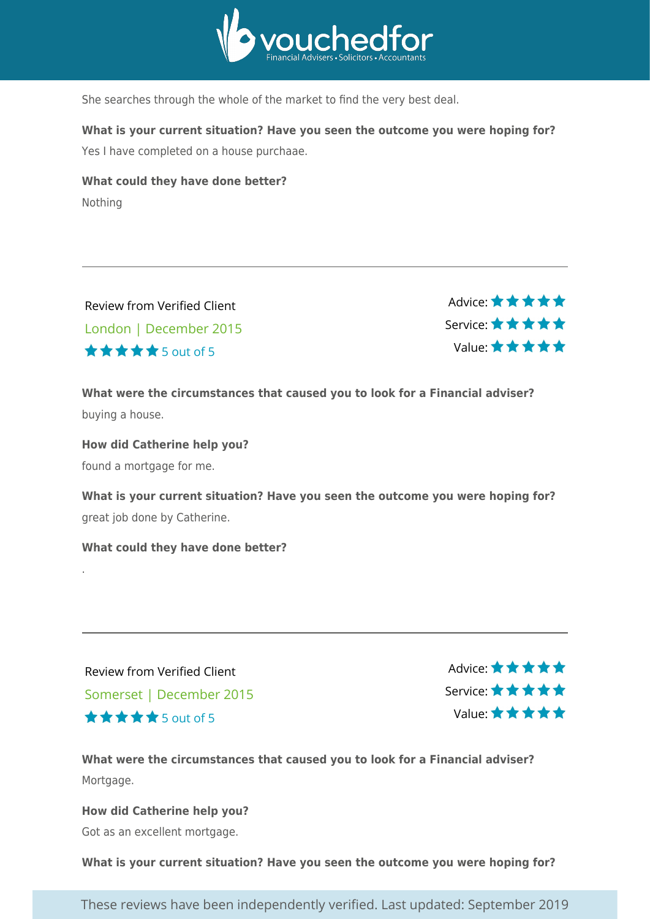She searches through the whole of the market to find the very best deal.

**What is your current situation? Have you seen the outcome you were hoping for?**

Yes I have completed on a house purchaae.

**What could they have done better?**

Nothing

---

Review from Verified Client

London | December 2015

★★★★★ 5 out of 5

Advice: ★★★★★
Service: ★★★★★
Value: ★★★★★

**What were the circumstances that caused you to look for a Financial adviser?**

buying a house.

**How did Catherine help you?**

found a mortgage for me.

**What is your current situation? Have you seen the outcome you were hoping for?**

great job done by Catherine.

**What could they have done better?**

.

---

Review from Verified Client

Somerset | December 2015

★★★★★ 5 out of 5

Advice: ★★★★★
Service: ★★★★★
Value: ★★★★★

**What were the circumstances that caused you to look for a Financial adviser?**

Mortgage.

**How did Catherine help you?**

Got as an excellent mortgage.

**What is your current situation? Have you seen the outcome you were hoping for?**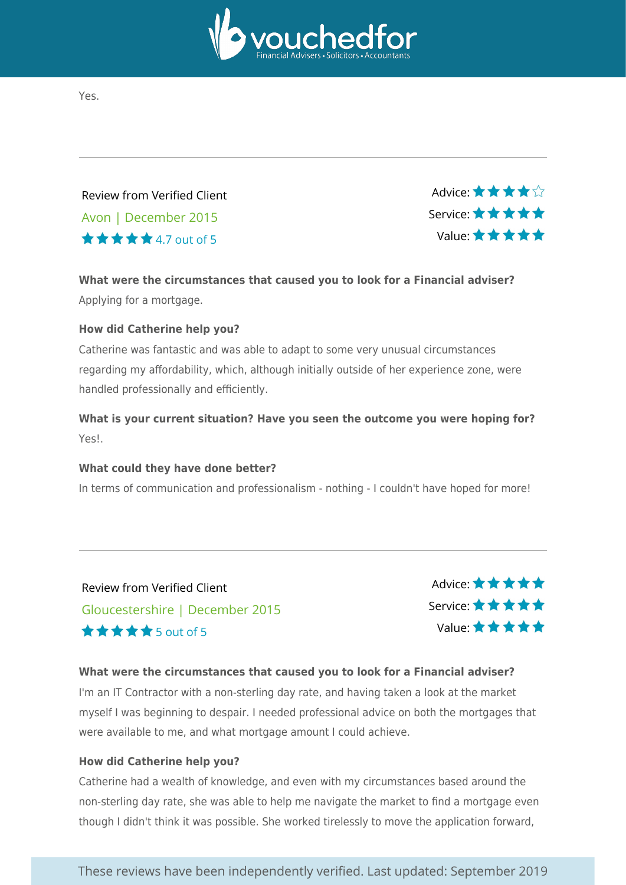Yes.

---

Review from Verified Client

Avon | December 2015

★★★★★ 4.7 out of 5

Advice: ★★★★☆
Service: ★★★★★
Value: ★★★★★

**What were the circumstances that caused you to look for a Financial adviser?**

Applying for a mortgage.

**How did Catherine help you?**

Catherine was fantastic and was able to adapt to some very unusual circumstances regarding my affordability, which, although initially outside of her experience zone, were handled professionally and efficiently.

**What is your current situation? Have you seen the outcome you were hoping for?**

Yes!.

**What could they have done better?**

In terms of communication and professionalism - nothing - I couldn't have hoped for more!

---

Review from Verified Client

Gloucestershire | December 2015

★★★★★ 5 out of 5

Advice: ★★★★★
Service: ★★★★★
Value: ★★★★★

**What were the circumstances that caused you to look for a Financial adviser?**

I'm an IT Contractor with a non-sterling day rate, and having taken a look at the market myself I was beginning to despair. I needed professional advice on both the mortgages that were available to me, and what mortgage amount I could achieve.

**How did Catherine help you?**

Catherine had a wealth of knowledge, and even with my circumstances based around the non-sterling day rate, she was able to help me navigate the market to find a mortgage even though I didn't think it was possible. She worked tirelessly to move the application forward,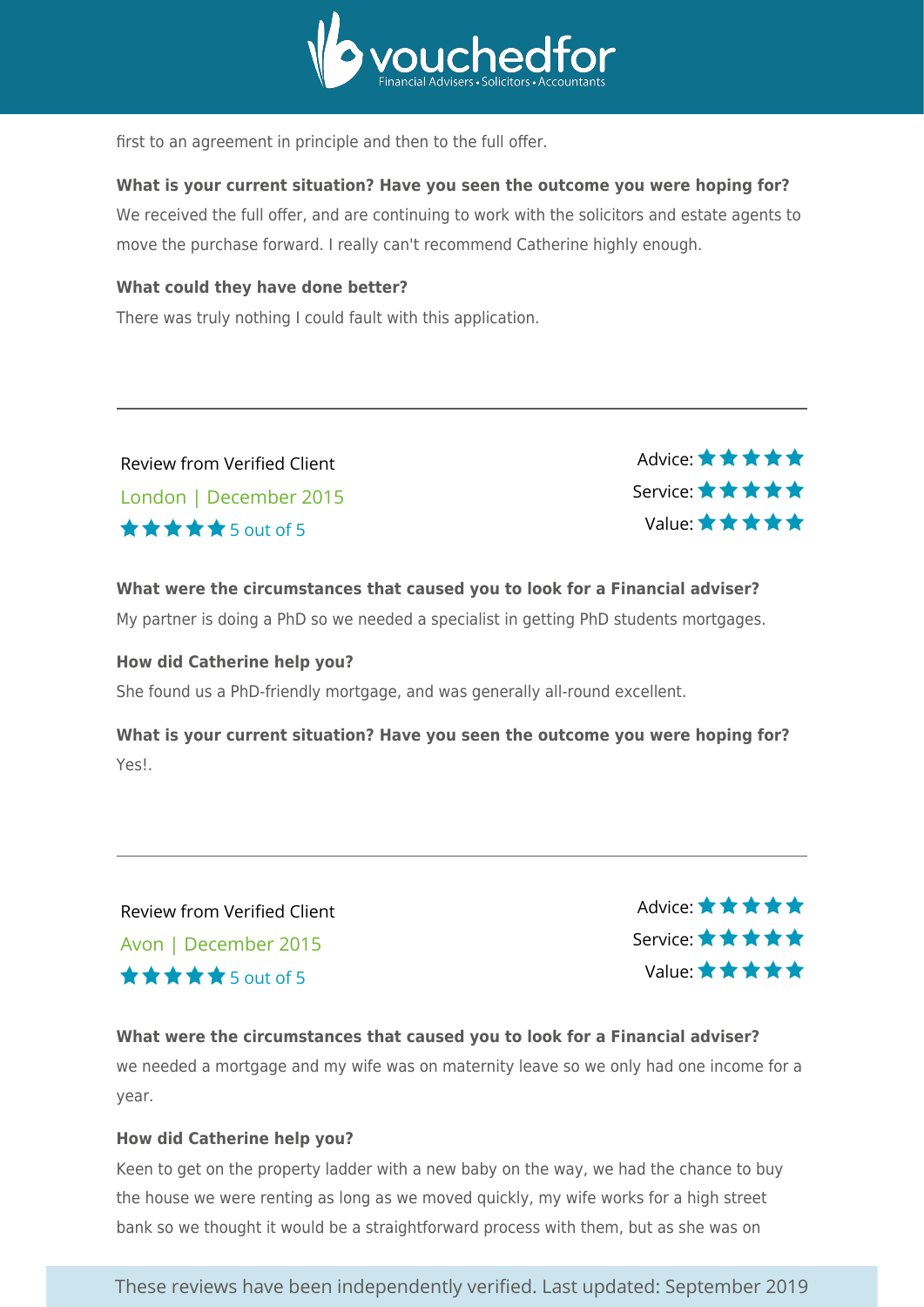first to an agreement in principle and then to the full offer.

**What is your current situation? Have you seen the outcome you were hoping for?**

We received the full offer, and are continuing to work with the solicitors and estate agents to move the purchase forward. I really can't recommend Catherine highly enough.

**What could they have done better?**

There was truly nothing I could fault with this application.

---

Review from Verified Client

London | December 2015

★★★★★ 5 out of 5

Advice: ★★★★★
Service: ★★★★★
Value: ★★★★★

**What were the circumstances that caused you to look for a Financial adviser?**

My partner is doing a PhD so we needed a specialist in getting PhD students mortgages.

**How did Catherine help you?**

She found us a PhD-friendly mortgage, and was generally all-round excellent.

**What is your current situation? Have you seen the outcome you were hoping for?**

Yes!.

---

Review from Verified Client

Avon | December 2015

★★★★★ 5 out of 5

Advice: ★★★★★
Service: ★★★★★
Value: ★★★★★

**What were the circumstances that caused you to look for a Financial adviser?**

we needed a mortgage and my wife was on maternity leave so we only had one income for a year.

**How did Catherine help you?**

Keen to get on the property ladder with a new baby on the way, we had the chance to buy the house we were renting as long as we moved quickly, my wife works for a high street bank so we thought it would be a straightforward process with them, but as she was on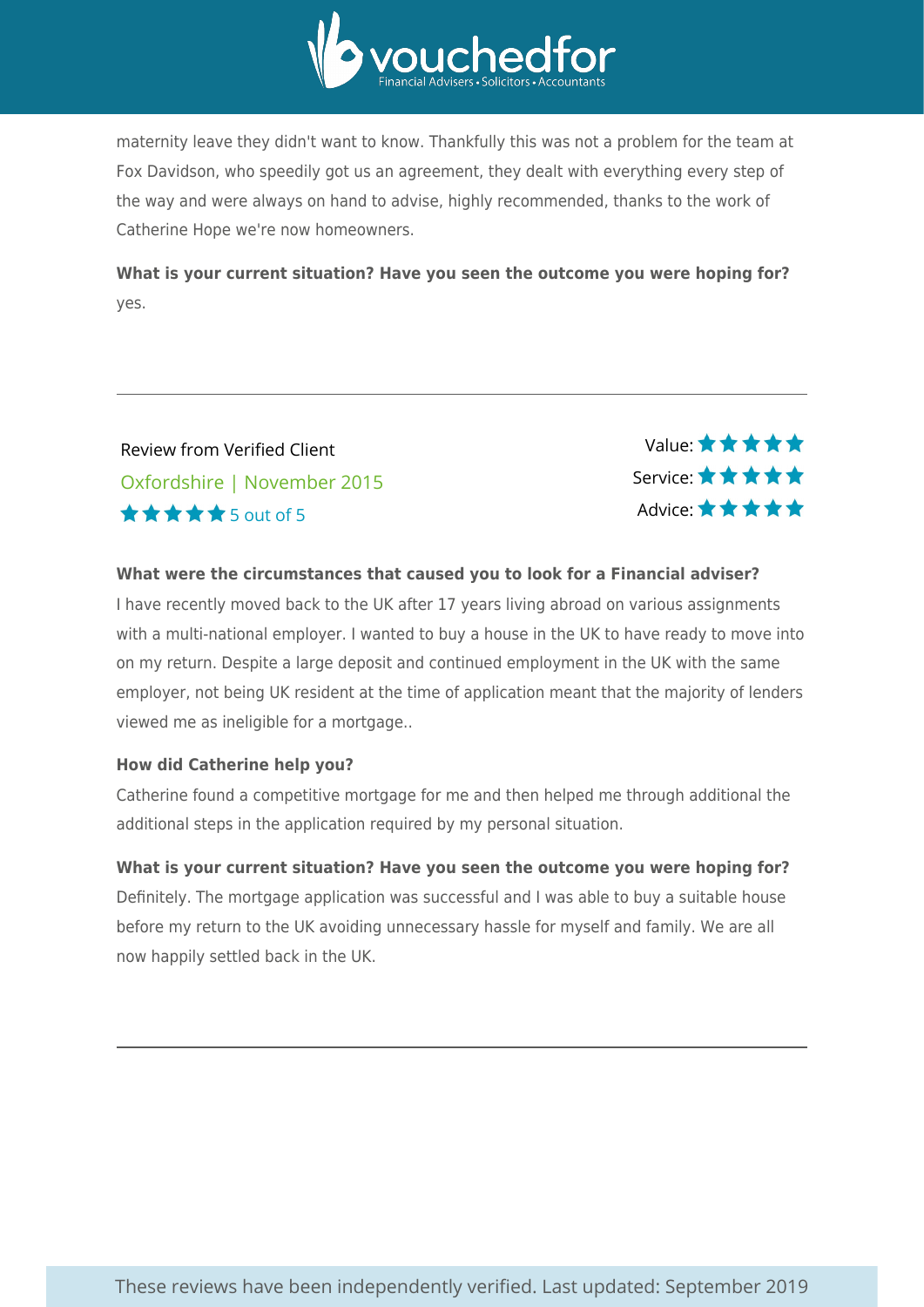maternity leave they didn't want to know. Thankfully this was not a problem for the team at Fox Davidson, who speedily got us an agreement, they dealt with everything every step of the way and were always on hand to advise, highly recommended, thanks to the work of Catherine Hope we're now homeowners.

**What is your current situation? Have you seen the outcome you were hoping for?**
yes.

---

Review from Verified Client
Oxfordshire | November 2015
★★★★★ 5 out of 5

Value: ★★★★★
Service: ★★★★★
Advice: ★★★★★

**What were the circumstances that caused you to look for a Financial adviser?**
I have recently moved back to the UK after 17 years living abroad on various assignments with a multi-national employer. I wanted to buy a house in the UK to have ready to move into on my return. Despite a large deposit and continued employment in the UK with the same employer, not being UK resident at the time of application meant that the majority of lenders viewed me as ineligible for a mortgage..

**How did Catherine help you?**
Catherine found a competitive mortgage for me and then helped me through additional the additional steps in the application required by my personal situation.

**What is your current situation? Have you seen the outcome you were hoping for?**
Definitely. The mortgage application was successful and I was able to buy a suitable house before my return to the UK avoiding unnecessary hassle for myself and family. We are all now happily settled back in the UK.

---

These reviews have been independently verified. Last updated: September 2019